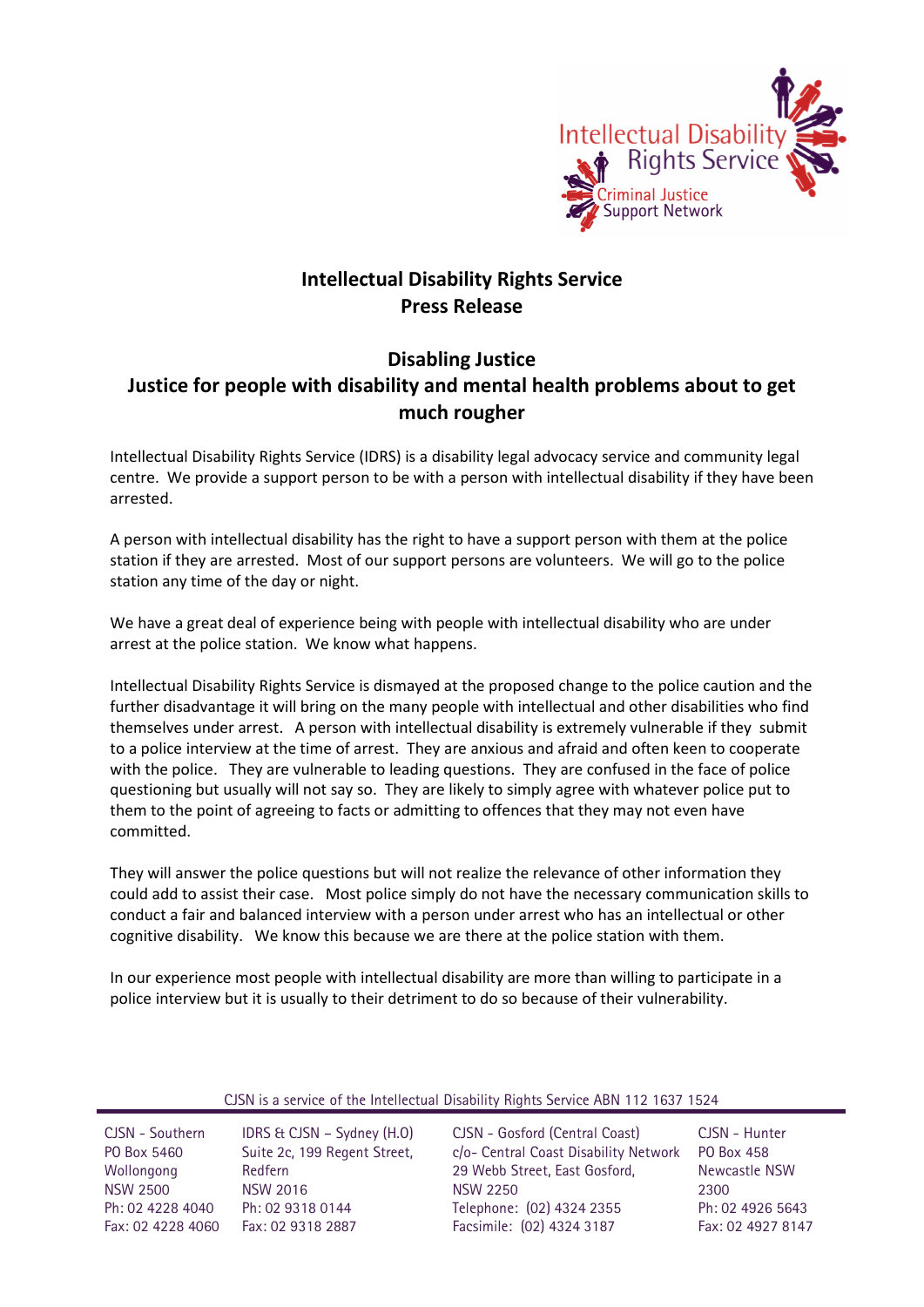# Intellectual Disability Rights Service
# Press Release

## Disabling Justice
## Justice for people with disability and mental health problems about to get much rougher

Intellectual Disability Rights Service (IDRS) is a disability legal advocacy service and community legal centre. We provide a support person to be with a person with intellectual disability if they have been arrested.

A person with intellectual disability has the right to have a support person with them at the police station if they are arrested. Most of our support persons are volunteers. We will go to the police station any time of the day or night.

We have a great deal of experience being with people with intellectual disability who are under arrest at the police station. We know what happens.

Intellectual Disability Rights Service is dismayed at the proposed change to the police caution and the further disadvantage it will bring on the many people with intellectual and other disabilities who find themselves under arrest. A person with intellectual disability is extremely vulnerable if they submit to a police interview at the time of arrest. They are anxious and afraid and often keen to cooperate with the police. They are vulnerable to leading questions. They are confused in the face of police questioning but usually will not say so. They are likely to simply agree with whatever police put to them to the point of agreeing to facts or admitting to offences that they may not even have committed.

They will answer the police questions but will not realize the relevance of other information they could add to assist their case. Most police simply do not have the necessary communication skills to conduct a fair and balanced interview with a person under arrest who has an intellectual or other cognitive disability. We know this because we are there at the police station with them.

In our experience most people with intellectual disability are more than willing to participate in a police interview but it is usually to their detriment to do so because of their vulnerability.

CJSN is a service of the Intellectual Disability Rights Service ABN 112 1637 1524

CJSN - Southern
PO Box 5460
Wollongong
NSW 2500
Ph: 02 4228 4040
Fax: 02 4228 4060

IDRS & CJSN – Sydney (H.O)
Suite 2c, 199 Regent Street,
Redfern
NSW 2016
Ph: 02 9318 0144
Fax: 02 9318 2887

CJSN - Gosford (Central Coast)
c/o- Central Coast Disability Network
29 Webb Street, East Gosford,
NSW 2250
Telephone: (02) 4324 2355
Facsimile: (02) 4324 3187

CJSN - Hunter
PO Box 458
Newcastle NSW
2300
Ph: 02 4926 5643
Fax: 02 4927 8147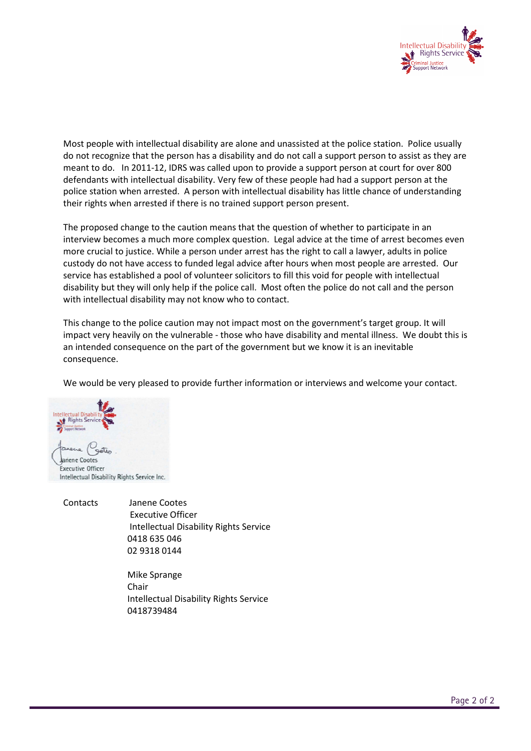Most people with intellectual disability are alone and unassisted at the police station. Police usually do not recognize that the person has a disability and do not call a support person to assist as they are meant to do. In 2011-12, IDRS was called upon to provide a support person at court for over 800 defendants with intellectual disability. Very few of these people had had a support person at the police station when arrested. A person with intellectual disability has little chance of understanding their rights when arrested if there is no trained support person present.

The proposed change to the caution means that the question of whether to participate in an interview becomes a much more complex question. Legal advice at the time of arrest becomes even more crucial to justice. While a person under arrest has the right to call a lawyer, adults in police custody do not have access to funded legal advice after hours when most people are arrested. Our service has established a pool of volunteer solicitors to fill this void for people with intellectual disability but they will only help if the police call. Most often the police do not call and the person with intellectual disability may not know who to contact.

This change to the police caution may not impact most on the government's target group. It will impact very heavily on the vulnerable - those who have disability and mental illness. We doubt this is an intended consequence on the part of the government but we know it is an inevitable consequence.

We would be very pleased to provide further information or interviews and welcome your contact.

Janene Cootes
Executive Officer
Intellectual Disability Rights Service Inc.

Contacts

Janene Cootes
Executive Officer
Intellectual Disability Rights Service
0418 635 046
02 9318 0144

Mike Sprange
Chair
Intellectual Disability Rights Service
0418739484